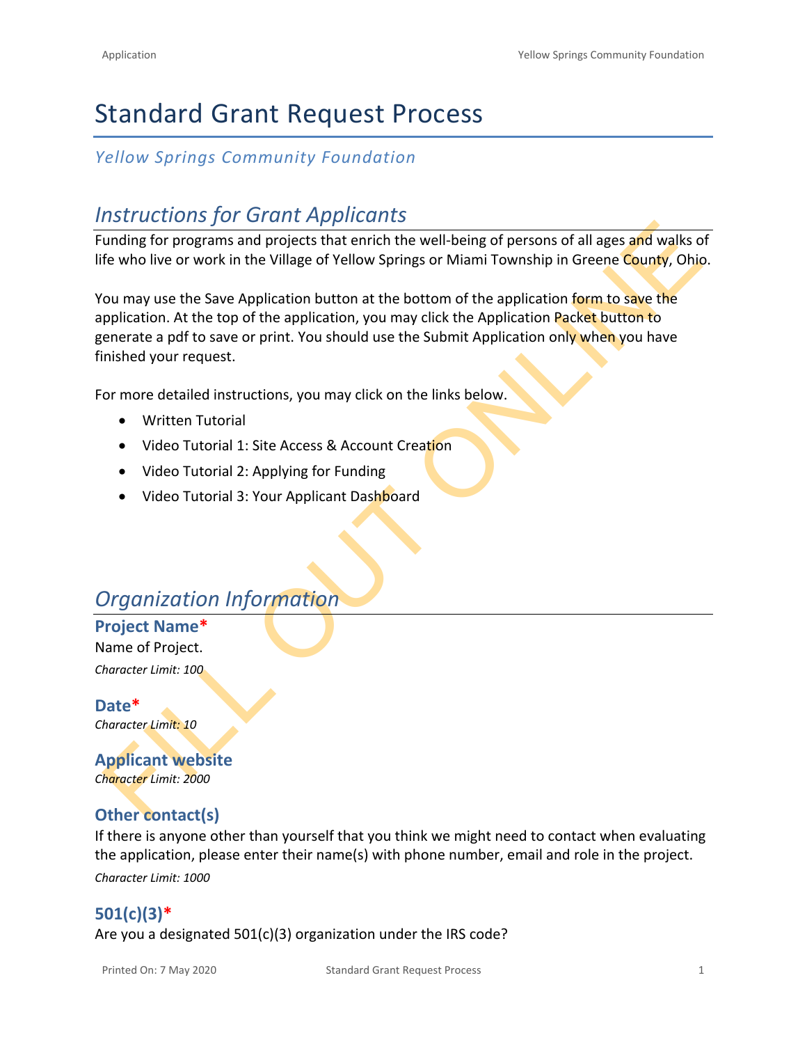# Standard Grant Request Process

*Yellow Springs Community Foundation*

## *Instructions for Grant Applicants*

Funding for programs and projects that enrich the well-being of persons of all ages and walks of life who live or work in the Village of Yellow Springs or Miami Township in Greene County, Ohio.

You may use the Save Application button at the bottom of the application form to save the application. At the top of the application, you may click the Application Packet button to generate a pdf to save or print. You should use the Submit Application only when you have finished your request.

For more detailed instructions, you may click on the links below.

- Written Tutorial
- Video Tutorial 1: Site Access & Account Creation
- Video Tutorial 2: Applying for Funding
- Video Tutorial 3: Your Applicant Dashboard

## *Organization Information*

### Project Name*

Name of Project.

*Character Limit: 100*

### Date*

*Character Limit: 10*

### Applicant website

*Character Limit: 2000*

### Other contact(s)

If there is anyone other than yourself that you think we might need to contact when evaluating the application, please enter their name(s) with phone number, email and role in the project.

*Character Limit: 1000*

### 501(c)(3)*

Are you a designated 501(c)(3) organization under the IRS code?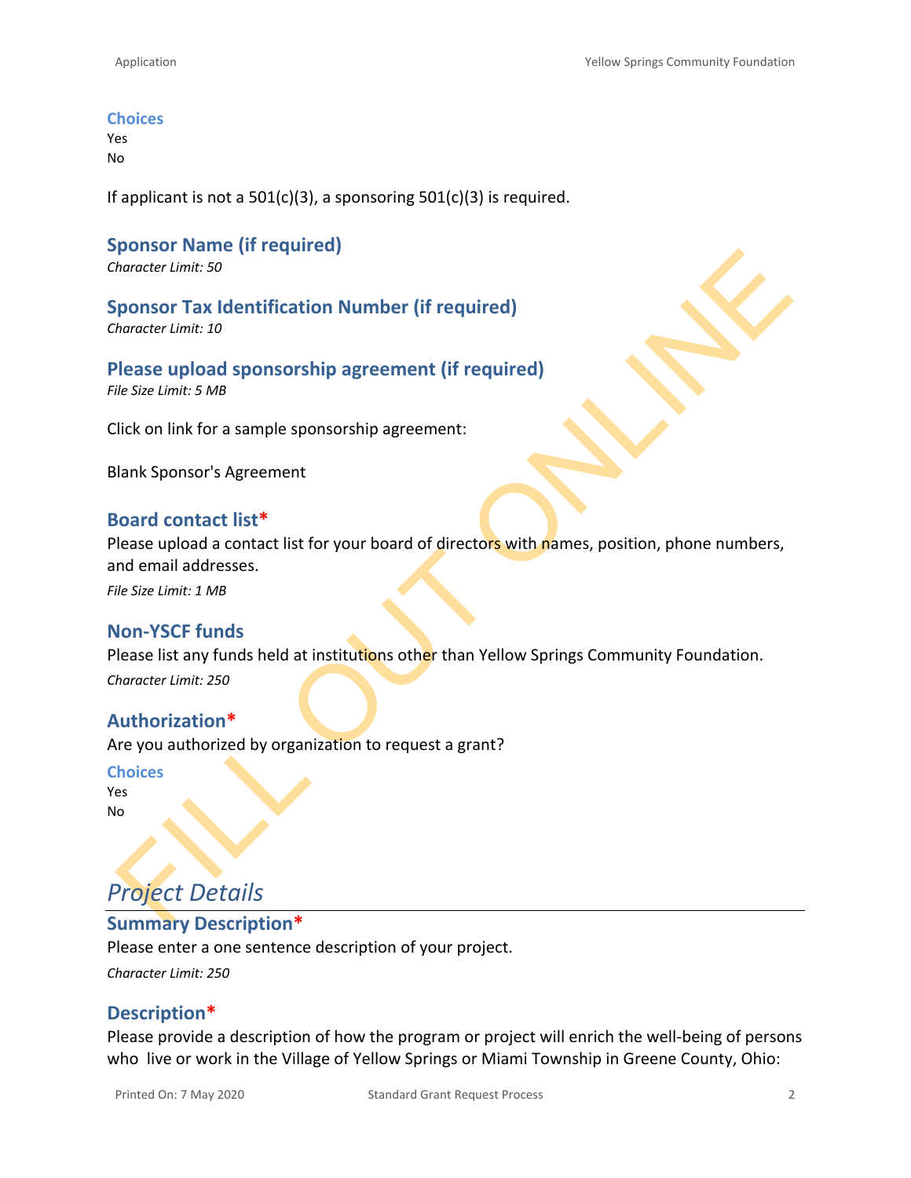### Choices

Yes
No

If applicant is not a 501(c)(3), a sponsoring 501(c)(3) is required.

### Sponsor Name (if required)

*Character Limit: 50*

### Sponsor Tax Identification Number (if required)

*Character Limit: 10*

### Please upload sponsorship agreement (if required)

*File Size Limit: 5 MB*

Click on link for a sample sponsorship agreement:

Blank Sponsor's Agreement

### Board contact list*

Please upload a contact list for your board of directors with names, position, phone numbers, and email addresses.

*File Size Limit: 1 MB*

### Non-YSCF funds

Please list any funds held at institutions other than Yellow Springs Community Foundation.

*Character Limit: 250*

### Authorization*

Are you authorized by organization to request a grant?

### Choices

Yes
No

## *Project Details*

### Summary Description*

Please enter a one sentence description of your project.

*Character Limit: 250*

### Description*

Please provide a description of how the program or project will enrich the well-being of persons who live or work in the Village of Yellow Springs or Miami Township in Greene County, Ohio: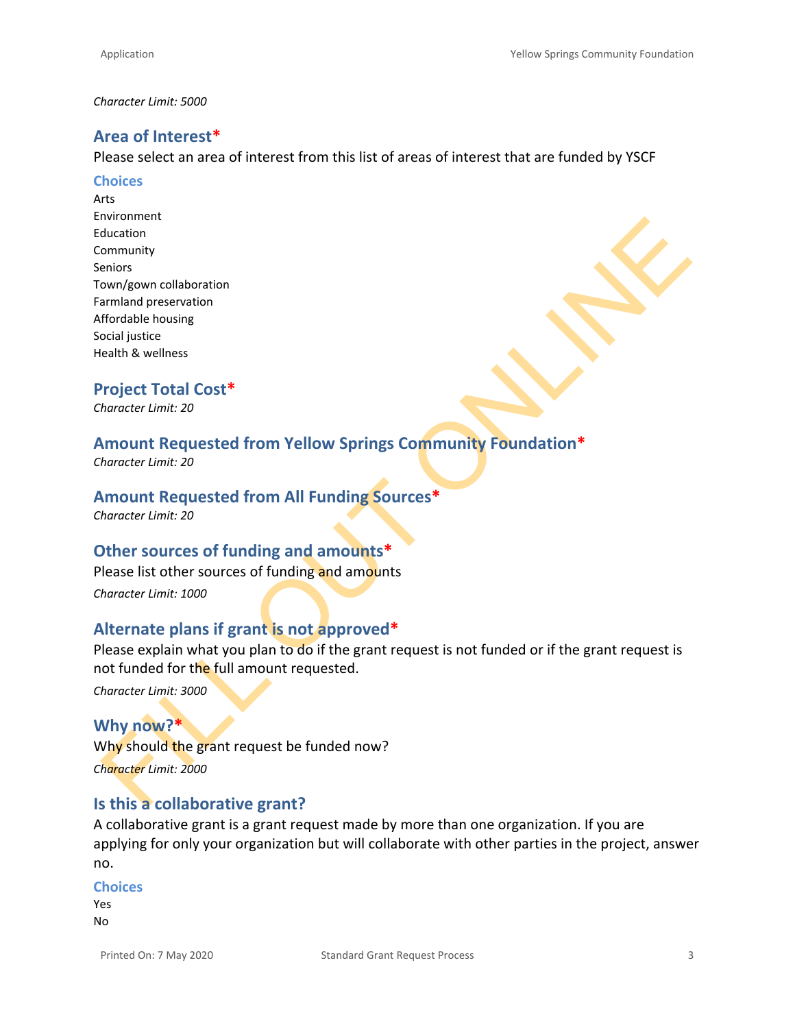*Character Limit: 5000*

## Area of Interest*

Please select an area of interest from this list of areas of interest that are funded by YSCF

### Choices

Arts
Environment
Education
Community
Seniors
Town/gown collaboration
Farmland preservation
Affordable housing
Social justice
Health & wellness

## Project Total Cost*

*Character Limit: 20*

## Amount Requested from Yellow Springs Community Foundation*

*Character Limit: 20*

## Amount Requested from All Funding Sources*

*Character Limit: 20*

## Other sources of funding and amounts*

Please list other sources of funding and amounts

*Character Limit: 1000*

## Alternate plans if grant is not approved*

Please explain what you plan to do if the grant request is not funded or if the grant request is not funded for the full amount requested.

*Character Limit: 3000*

## Why now?*

Why should the grant request be funded now?

*Character Limit: 2000*

## Is this a collaborative grant?

A collaborative grant is a grant request made by more than one organization. If you are applying for only your organization but will collaborate with other parties in the project, answer no.

### Choices

Yes
No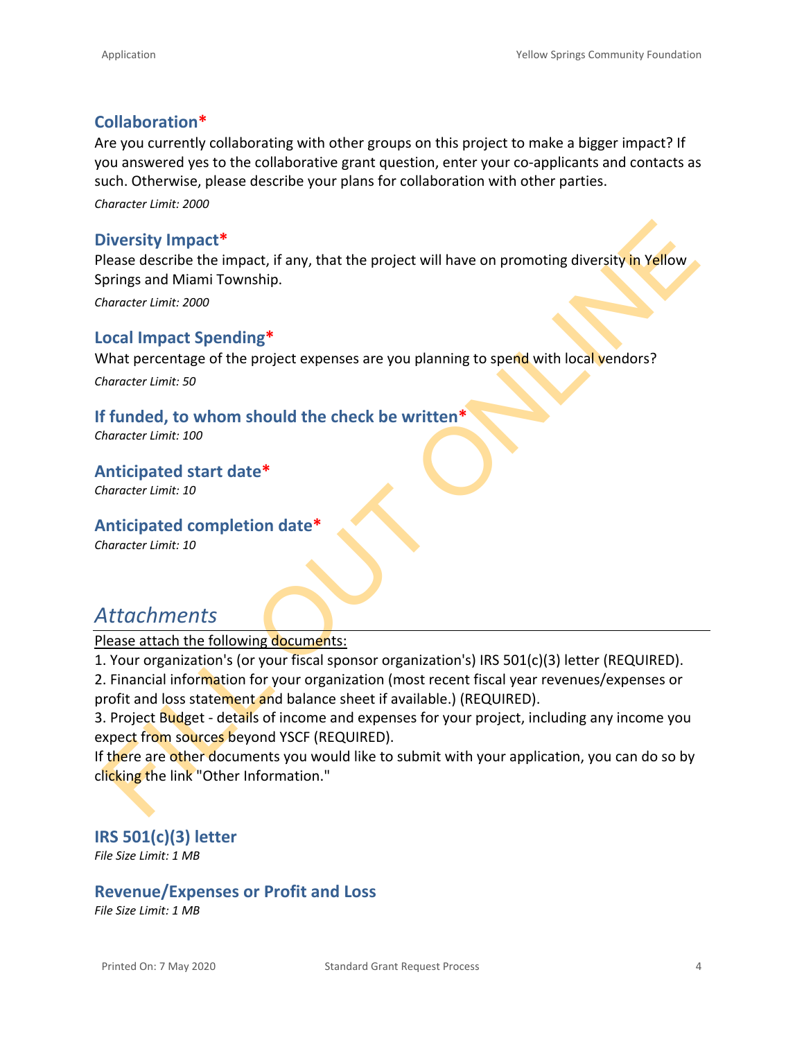### Collaboration*

Are you currently collaborating with other groups on this project to make a bigger impact? If you answered yes to the collaborative grant question, enter your co-applicants and contacts as such. Otherwise, please describe your plans for collaboration with other parties.

*Character Limit: 2000*

### Diversity Impact*

Please describe the impact, if any, that the project will have on promoting diversity in Yellow Springs and Miami Township.

*Character Limit: 2000*

### Local Impact Spending*

What percentage of the project expenses are you planning to spend with local vendors?

*Character Limit: 50*

### If funded, to whom should the check be written*

*Character Limit: 100*

### Anticipated start date*

*Character Limit: 10*

### Anticipated completion date*

*Character Limit: 10*

## *Attachments*

Please attach the following documents:

1. Your organization's (or your fiscal sponsor organization's) IRS 501(c)(3) letter (REQUIRED).
2. Financial information for your organization (most recent fiscal year revenues/expenses or profit and loss statement and balance sheet if available.) (REQUIRED).
3. Project Budget - details of income and expenses for your project, including any income you expect from sources beyond YSCF (REQUIRED).

If there are other documents you would like to submit with your application, you can do so by clicking the link "Other Information."

### IRS 501(c)(3) letter

*File Size Limit: 1 MB*

### Revenue/Expenses or Profit and Loss

*File Size Limit: 1 MB*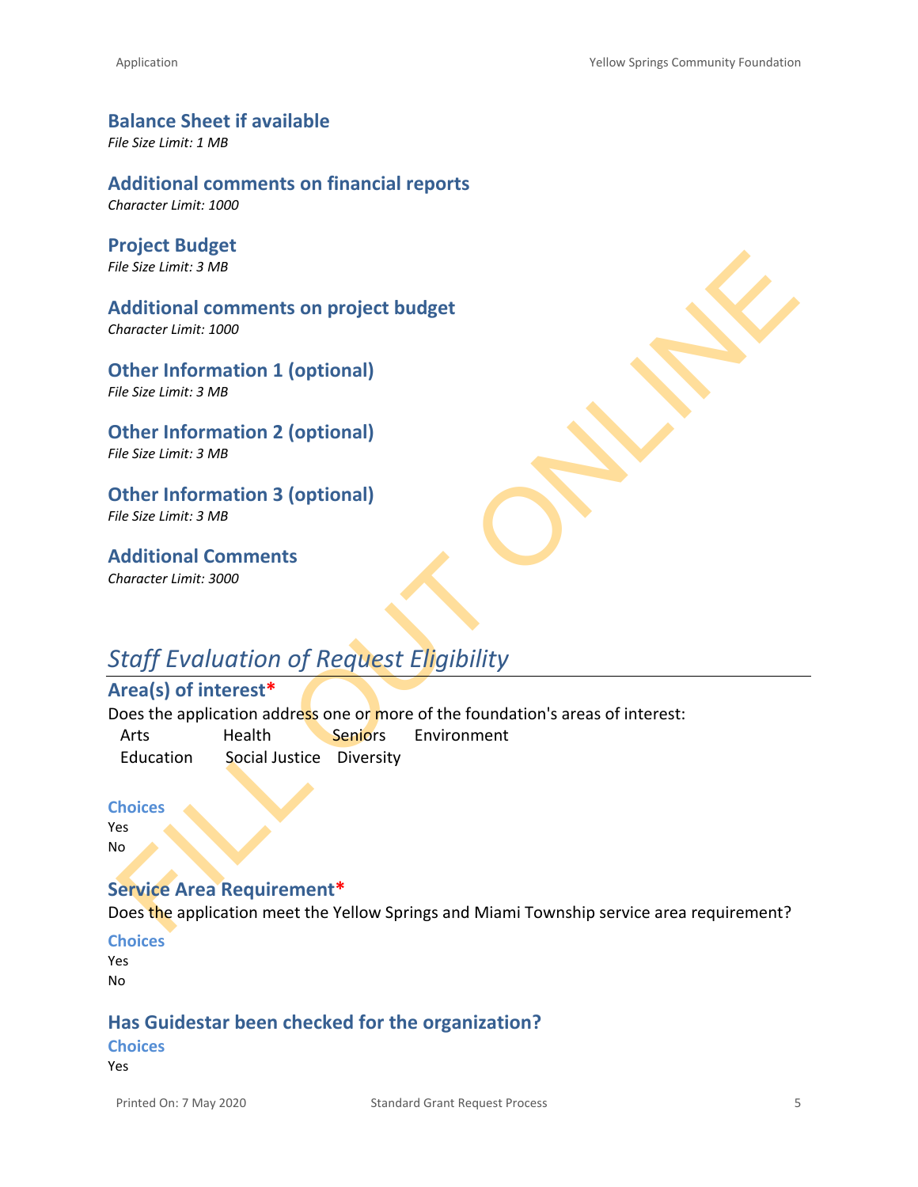### Balance Sheet if available

*File Size Limit: 1 MB*

### Additional comments on financial reports

*Character Limit: 1000*

### Project Budget

*File Size Limit: 3 MB*

### Additional comments on project budget

*Character Limit: 1000*

### Other Information 1 (optional)

*File Size Limit: 3 MB*

### Other Information 2 (optional)

*File Size Limit: 3 MB*

### Other Information 3 (optional)

*File Size Limit: 3 MB*

### Additional Comments

*Character Limit: 3000*

FILL OUT ONLINE

## *Staff Evaluation of Request Eligibility*

### Area(s) of interest*

Does the application address one or more of the foundation's areas of interest:

| | | | |
|---|---|---|---|
| Arts | Health | Seniors | Environment |
| Education | Social Justice | Diversity | |

**Choices**

Yes

No

### Service Area Requirement*

Does the application meet the Yellow Springs and Miami Township service area requirement?

**Choices**

Yes

No

### Has Guidestar been checked for the organization?

**Choices**

Yes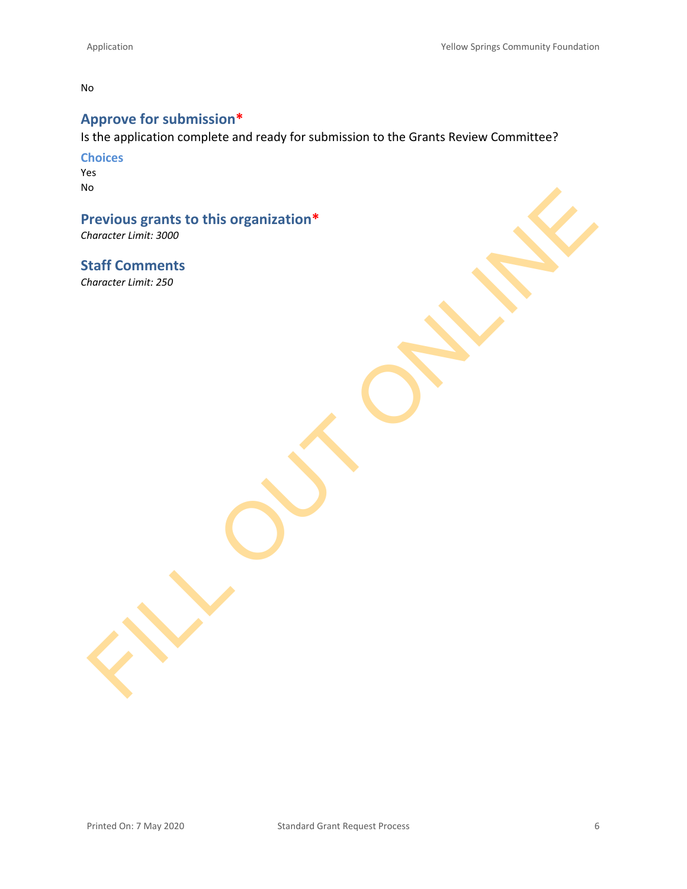No

### Approve for submission*

Is the application complete and ready for submission to the Grants Review Committee?

#### Choices

Yes
No

### Previous grants to this organization*

*Character Limit: 3000*

### Staff Comments

*Character Limit: 250*